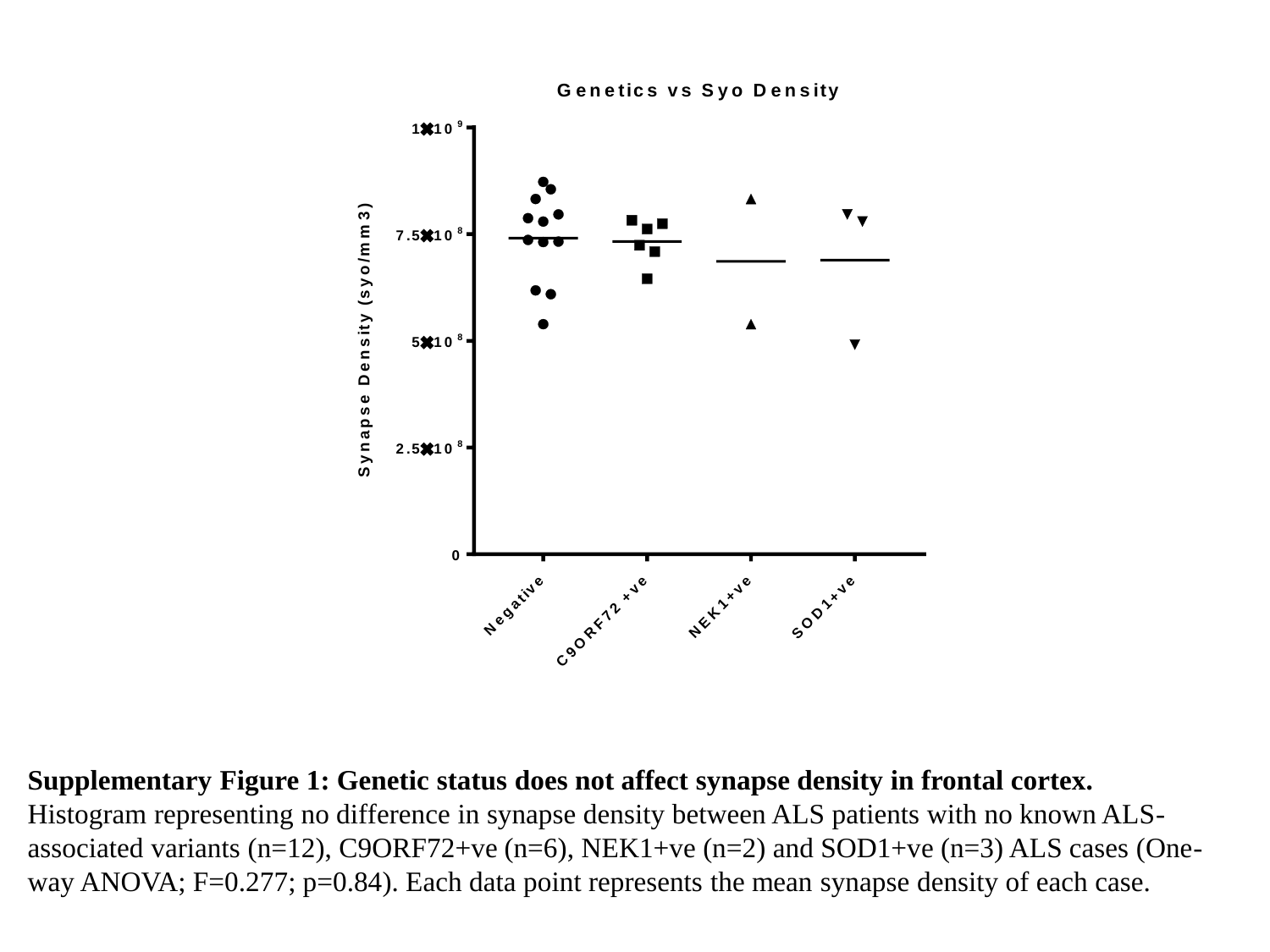**Supplementary Figure 1: Genetic status does not affect synapse density in frontal cortex.** Histogram representing no difference in synapse density between ALS patients with no known ALS-associated variants (n=12), C9ORF72+ve (n=6), NEK1+ve (n=2) and SOD1+ve (n=3) ALS cases (One-way ANOVA; F=0.277; p=0.84). Each data point represents the mean synapse density of each case.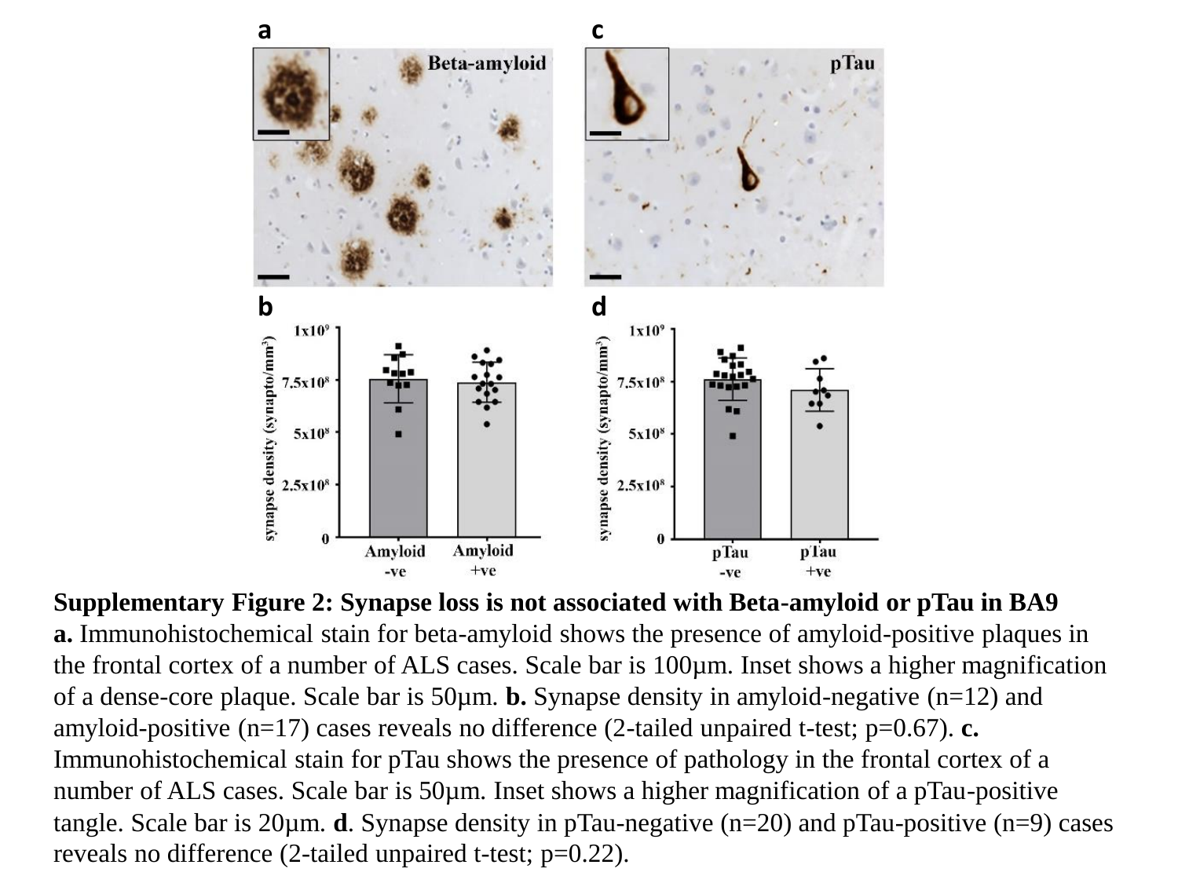**Supplementary Figure 2: Synapse loss is not associated with Beta-amyloid or pTau in BA9**
**a.** Immunohistochemical stain for beta-amyloid shows the presence of amyloid-positive plaques in the frontal cortex of a number of ALS cases. Scale bar is 100μm. Inset shows a higher magnification of a dense-core plaque. Scale bar is 50μm. **b.** Synapse density in amyloid-negative (n=12) and amyloid-positive (n=17) cases reveals no difference (2-tailed unpaired t-test; p=0.67). **c.** Immunohistochemical stain for pTau shows the presence of pathology in the frontal cortex of a number of ALS cases. Scale bar is 50μm. Inset shows a higher magnification of a pTau-positive tangle. Scale bar is 20μm. **d**. Synapse density in pTau-negative (n=20) and pTau-positive (n=9) cases reveals no difference (2-tailed unpaired t-test; p=0.22).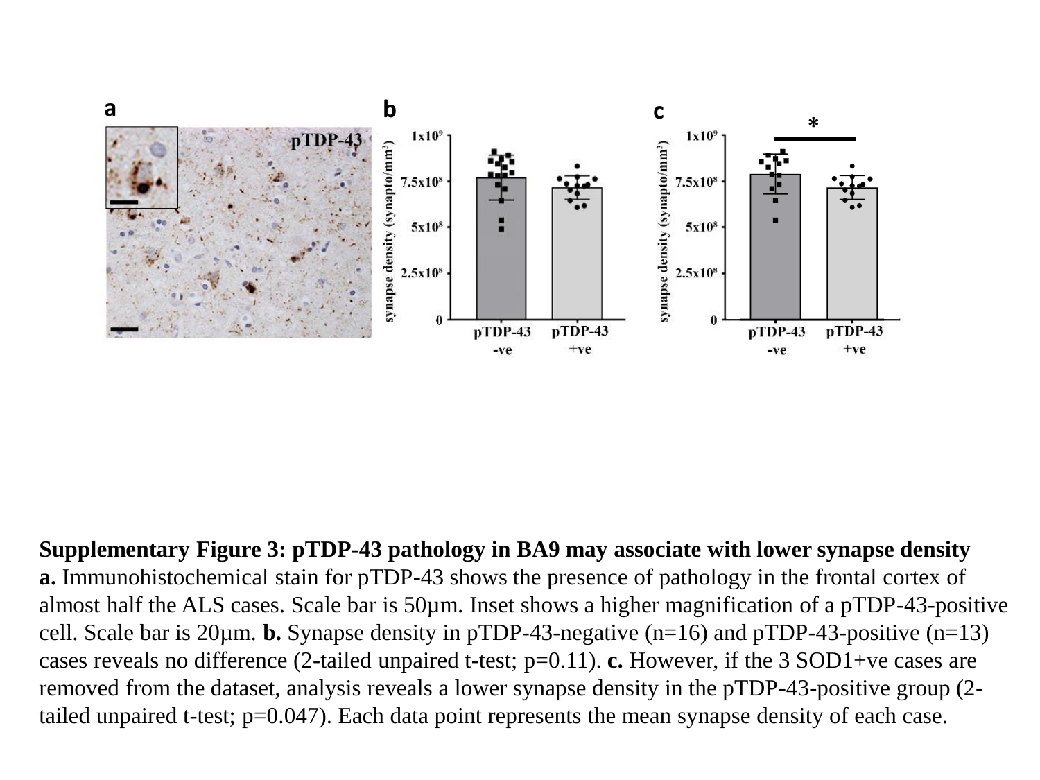**Supplementary Figure 3: pTDP-43 pathology in BA9 may associate with lower synapse density**
**a.** Immunohistochemical stain for pTDP-43 shows the presence of pathology in the frontal cortex of almost half the ALS cases. Scale bar is 50µm. Inset shows a higher magnification of a pTDP-43-positive cell. Scale bar is 20µm. **b.** Synapse density in pTDP-43-negative (n=16) and pTDP-43-positive (n=13) cases reveals no difference (2-tailed unpaired t-test; p=0.11). **c.** However, if the 3 SOD1+ve cases are removed from the dataset, analysis reveals a lower synapse density in the pTDP-43-positive group (2-tailed unpaired t-test; p=0.047). Each data point represents the mean synapse density of each case.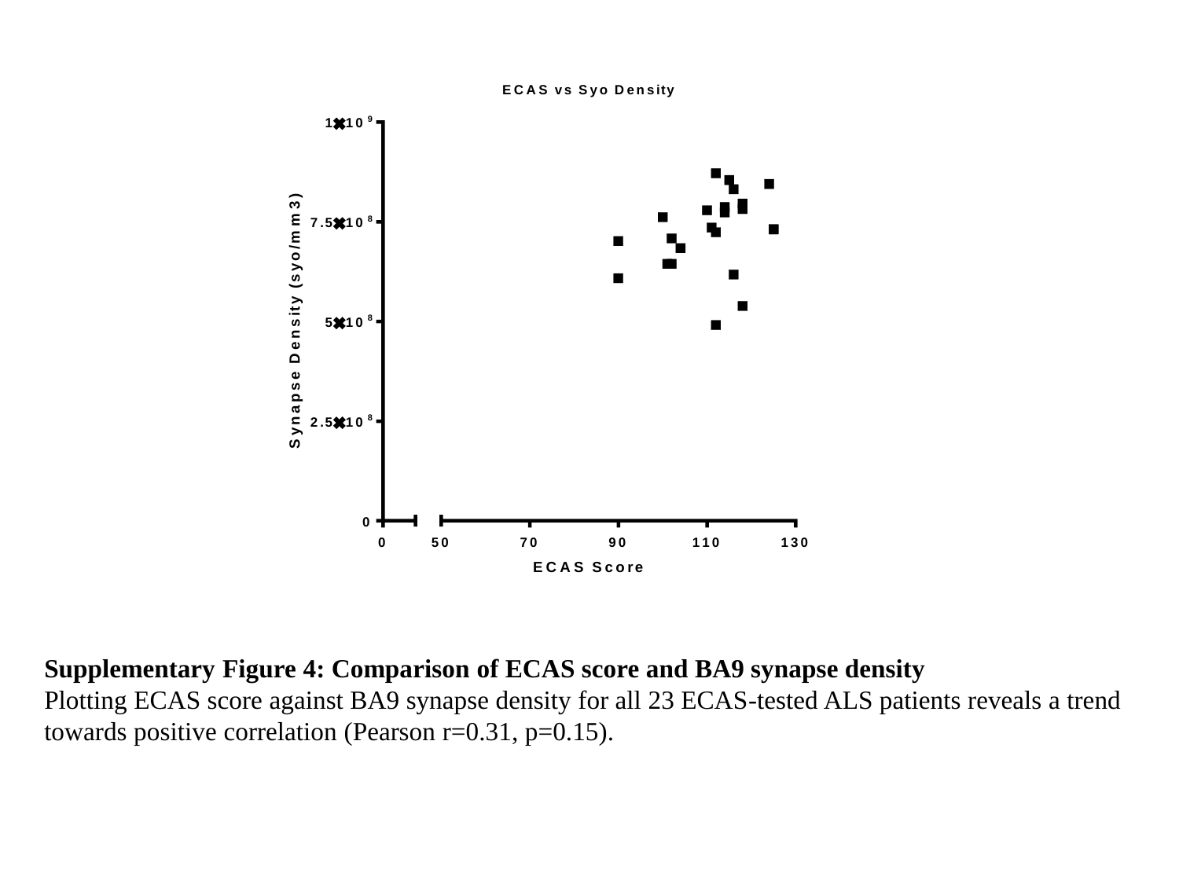**Supplementary Figure 4: Comparison of ECAS score and BA9 synapse density**

Plotting ECAS score against BA9 synapse density for all 23 ECAS-tested ALS patients reveals a trend towards positive correlation (Pearson r=0.31, p=0.15).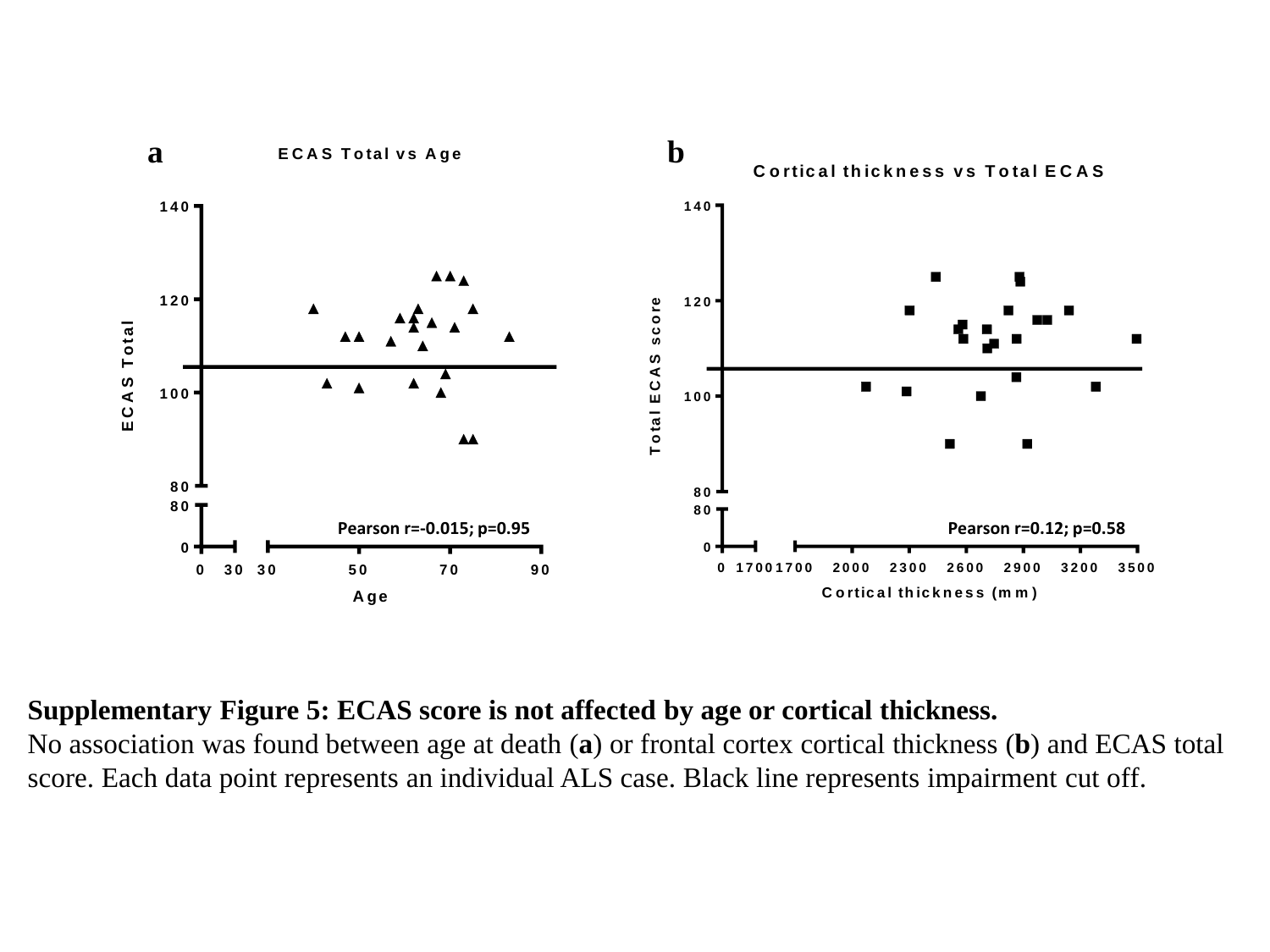**a**

ECAS Total vs Age

ECAS Total

Age

Pearson r=-0.015; p=0.95

**b**

Cortical thickness vs Total ECAS

Total ECAS score

Cortical thickness (mm)

Pearson r=0.12; p=0.58

**Supplementary Figure 5: ECAS score is not affected by age or cortical thickness.**
No association was found between age at death (**a**) or frontal cortex cortical thickness (**b**) and ECAS total score. Each data point represents an individual ALS case. Black line represents impairment cut off.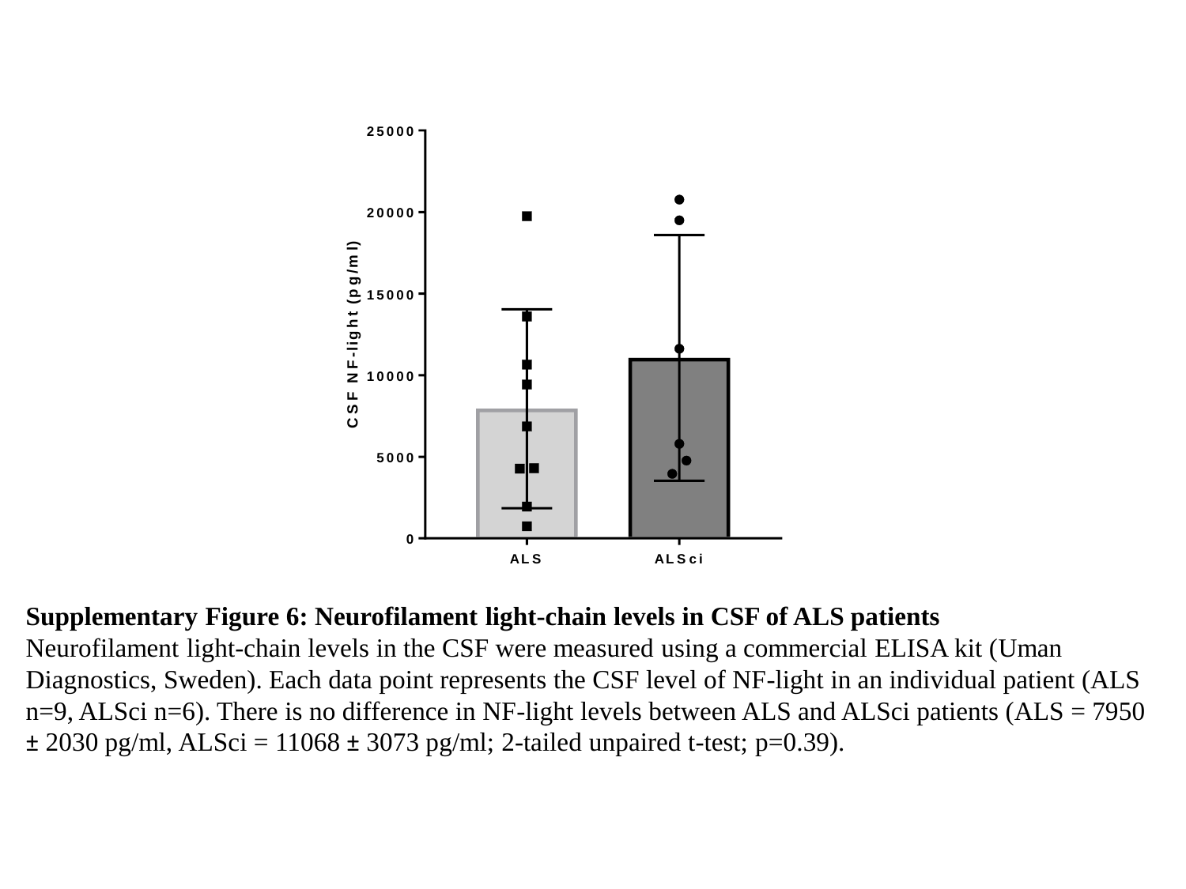**Supplementary Figure 6: Neurofilament light-chain levels in CSF of ALS patients**
Neurofilament light-chain levels in the CSF were measured using a commercial ELISA kit (Uman Diagnostics, Sweden). Each data point represents the CSF level of NF-light in an individual patient (ALS n=9, ALSci n=6). There is no difference in NF-light levels between ALS and ALSci patients (ALS = 7950 ± 2030 pg/ml, ALSci = 11068 ± 3073 pg/ml; 2-tailed unpaired t-test; p=0.39).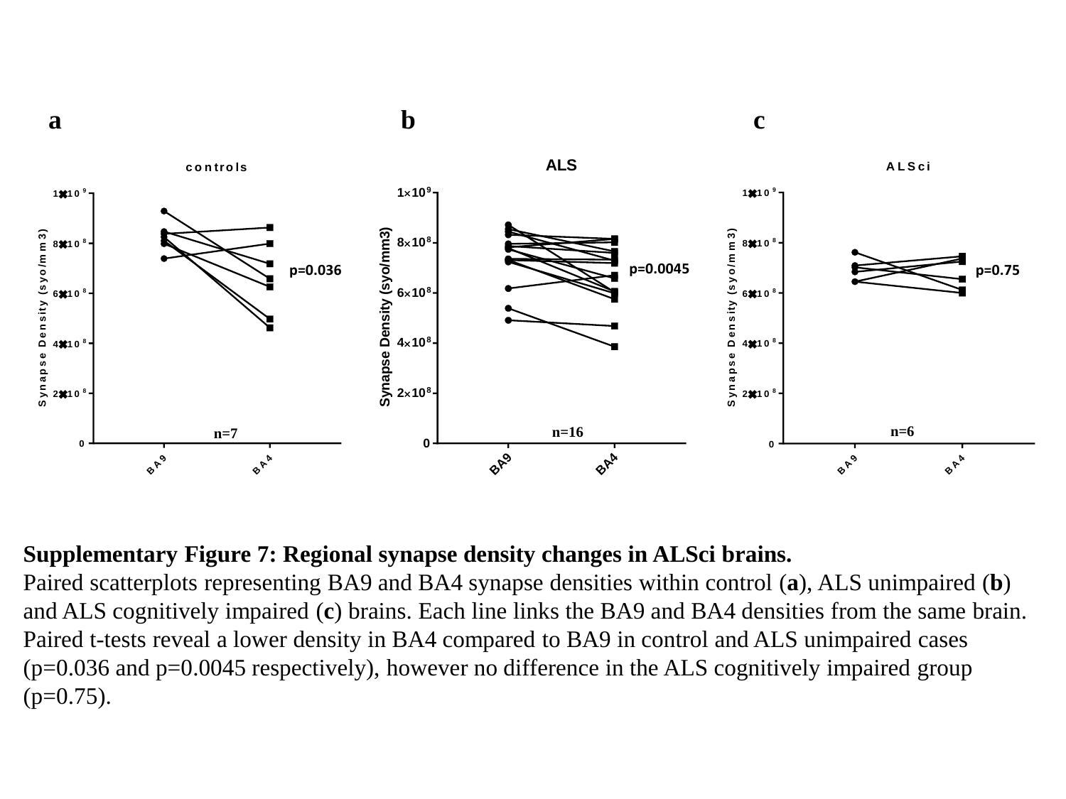**Supplementary Figure 7: Regional synapse density changes in ALSci brains.**
Paired scatterplots representing BA9 and BA4 synapse densities within control (**a**), ALS unimpaired (**b**) and ALS cognitively impaired (**c**) brains. Each line links the BA9 and BA4 densities from the same brain. Paired t-tests reveal a lower density in BA4 compared to BA9 in control and ALS unimpaired cases ($p=0.036$ and $p=0.0045$ respectively), however no difference in the ALS cognitively impaired group ($p=0.75$).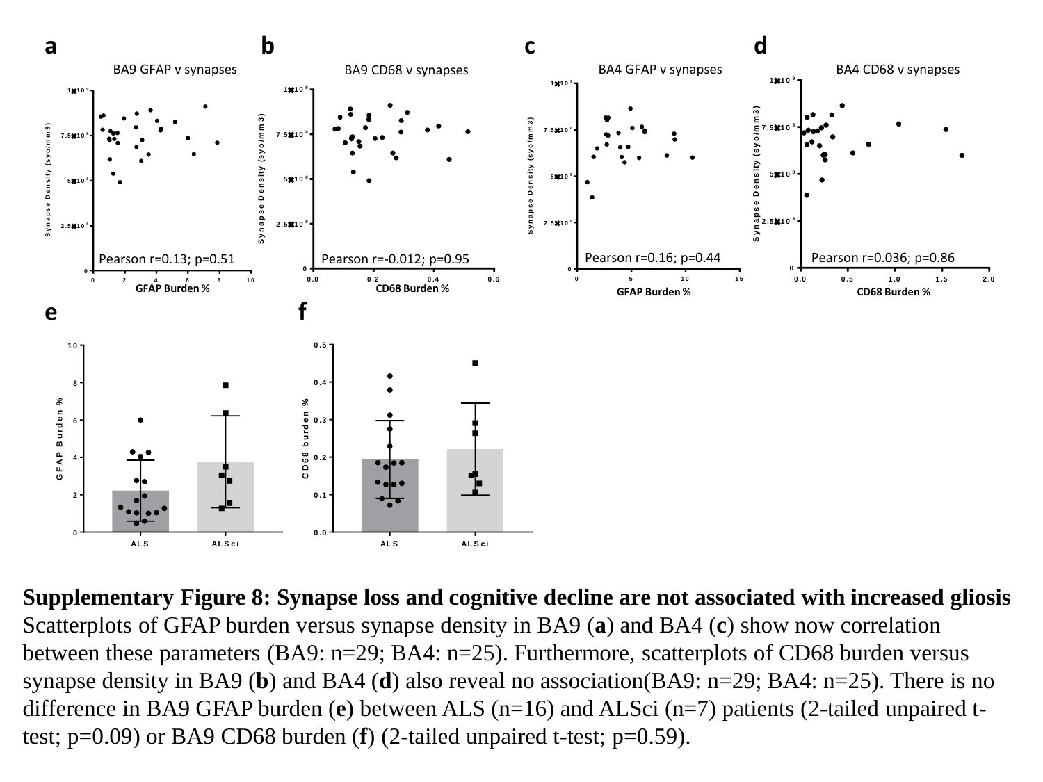a

BA9 GFAP v synapses

Synapse Density (syo/mm3)

1×10^9
7.5×10^8
5×10^8
2.5×10^8
0

0 2 4 6 8 10

GFAP Burden %

Pearson r=0.13; p=0.51

b

BA9 CD68 v synapses

Synapse Density (syo/mm3)

1×10^9
7.5×10^8
5×10^8
2.5×10^8
0

0.0 0.2 0.4 0.6

CD68 Burden %

Pearson r=-0.012; p=0.95

c

BA4 GFAP v synapses

Synapse Density (syo/mm3)

1×10^9
7.5×10^8
5×10^8
2.5×10^8
0

0 5 10 15

GFAP Burden %

Pearson r=0.16; p=0.44

d

BA4 CD68 v synapses

Synapse Density (syo/mm3)

1×10^9
7.5×10^8
5×10^8
2.5×10^8
0

0.0 0.5 1.0 1.5 2.0

CD68 Burden %

Pearson r=0.036; p=0.86

e

GFAP Burden %

10
8
6
4
2
0

ALS ALSci

f

CD68 burden %

0.5
0.4
0.3
0.2
0.1
0.0

ALS ALSci

**Supplementary Figure 8: Synapse loss and cognitive decline are not associated with increased gliosis** Scatterplots of GFAP burden versus synapse density in BA9 (**a**) and BA4 (**c**) show now correlation between these parameters (BA9: n=29; BA4: n=25). Furthermore, scatterplots of CD68 burden versus synapse density in BA9 (**b**) and BA4 (**d**) also reveal no association(BA9: n=29; BA4: n=25). There is no difference in BA9 GFAP burden (**e**) between ALS (n=16) and ALSci (n=7) patients (2-tailed unpaired t-test; p=0.09) or BA9 CD68 burden (**f**) (2-tailed unpaired t-test; p=0.59).